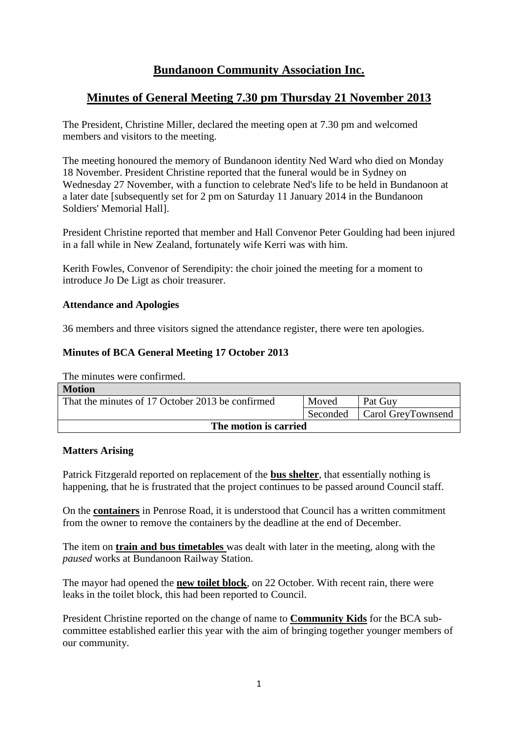# Bundanoon Community Association Inc.

## Minutes of General Meeting 7.30 pm Thursday 21 November 2013

The President, Christine Miller, declared the meeting open at 7.30 pm and welcomed members and visitors to the meeting.

The meeting honoured the memory of Bundanoon identity Ned Ward who died on Monday 18 November. President Christine reported that the funeral would be in Sydney on Wednesday 27 November, with a function to celebrate Ned's life to be held in Bundanoon at a later date [subsequently set for 2 pm on Saturday 11 January 2014 in the Bundanoon Soldiers' Memorial Hall].

President Christine reported that member and Hall Convenor Peter Goulding had been injured in a fall while in New Zealand, fortunately wife Kerri was with him.

Kerith Fowles, Convenor of Serendipity: the choir joined the meeting for a moment to introduce Jo De Ligt as choir treasurer.

**Attendance and Apologies**

36 members and three visitors signed the attendance register, there were ten apologies.

**Minutes of BCA General Meeting 17 October 2013**

The minutes were confirmed.

| **Motion** | | |
|---|---|---|
| That the minutes of 17 October 2013 be confirmed | Moved | Pat Guy |
| | Seconded | Carol GreyTownsend |
| **The motion is carried** | | |

**Matters Arising**

Patrick Fitzgerald reported on replacement of the **bus shelter**, that essentially nothing is happening, that he is frustrated that the project continues to be passed around Council staff.

On the **containers** in Penrose Road, it is understood that Council has a written commitment from the owner to remove the containers by the deadline at the end of December.

The item on **train and bus timetables** was dealt with later in the meeting, along with the *paused* works at Bundanoon Railway Station.

The mayor had opened the **new toilet block**, on 22 October. With recent rain, there were leaks in the toilet block, this had been reported to Council.

President Christine reported on the change of name to **Community Kids** for the BCA sub-committee established earlier this year with the aim of bringing together younger members of our community.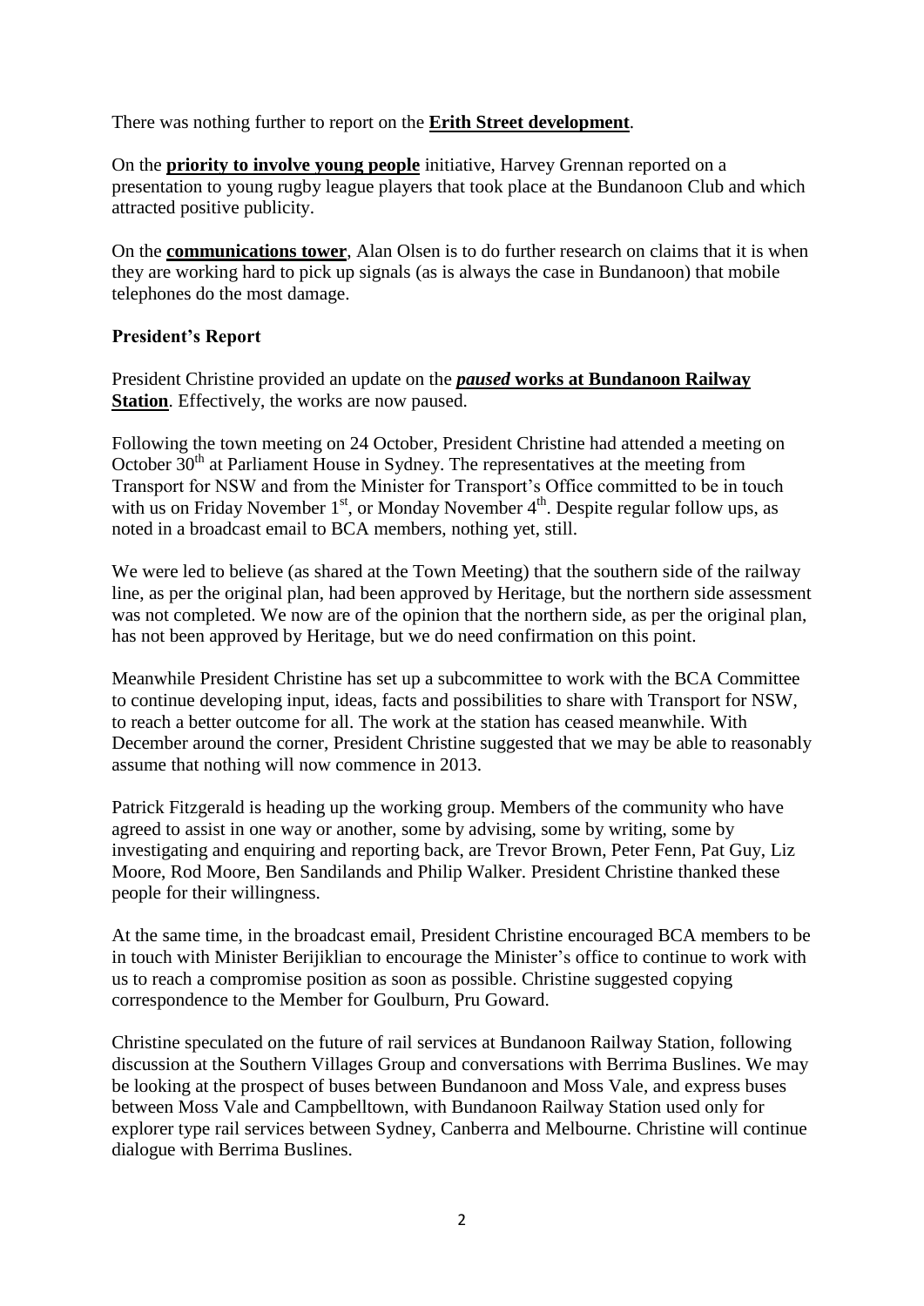There was nothing further to report on the **Erith Street development**.

On the **priority to involve young people** initiative, Harvey Grennan reported on a presentation to young rugby league players that took place at the Bundanoon Club and which attracted positive publicity.

On the **communications tower**, Alan Olsen is to do further research on claims that it is when they are working hard to pick up signals (as is always the case in Bundanoon) that mobile telephones do the most damage.

**President's Report**

President Christine provided an update on the ***paused* works at Bundanoon Railway Station**. Effectively, the works are now paused.

Following the town meeting on 24 October, President Christine had attended a meeting on October 30th at Parliament House in Sydney. The representatives at the meeting from Transport for NSW and from the Minister for Transport's Office committed to be in touch with us on Friday November 1st, or Monday November 4th. Despite regular follow ups, as noted in a broadcast email to BCA members, nothing yet, still.

We were led to believe (as shared at the Town Meeting) that the southern side of the railway line, as per the original plan, had been approved by Heritage, but the northern side assessment was not completed. We now are of the opinion that the northern side, as per the original plan, has not been approved by Heritage, but we do need confirmation on this point.

Meanwhile President Christine has set up a subcommittee to work with the BCA Committee to continue developing input, ideas, facts and possibilities to share with Transport for NSW, to reach a better outcome for all. The work at the station has ceased meanwhile. With December around the corner, President Christine suggested that we may be able to reasonably assume that nothing will now commence in 2013.

Patrick Fitzgerald is heading up the working group. Members of the community who have agreed to assist in one way or another, some by advising, some by writing, some by investigating and enquiring and reporting back, are Trevor Brown, Peter Fenn, Pat Guy, Liz Moore, Rod Moore, Ben Sandilands and Philip Walker. President Christine thanked these people for their willingness.

At the same time, in the broadcast email, President Christine encouraged BCA members to be in touch with Minister Berijiklian to encourage the Minister's office to continue to work with us to reach a compromise position as soon as possible. Christine suggested copying correspondence to the Member for Goulburn, Pru Goward.

Christine speculated on the future of rail services at Bundanoon Railway Station, following discussion at the Southern Villages Group and conversations with Berrima Buslines. We may be looking at the prospect of buses between Bundanoon and Moss Vale, and express buses between Moss Vale and Campbelltown, with Bundanoon Railway Station used only for explorer type rail services between Sydney, Canberra and Melbourne. Christine will continue dialogue with Berrima Buslines.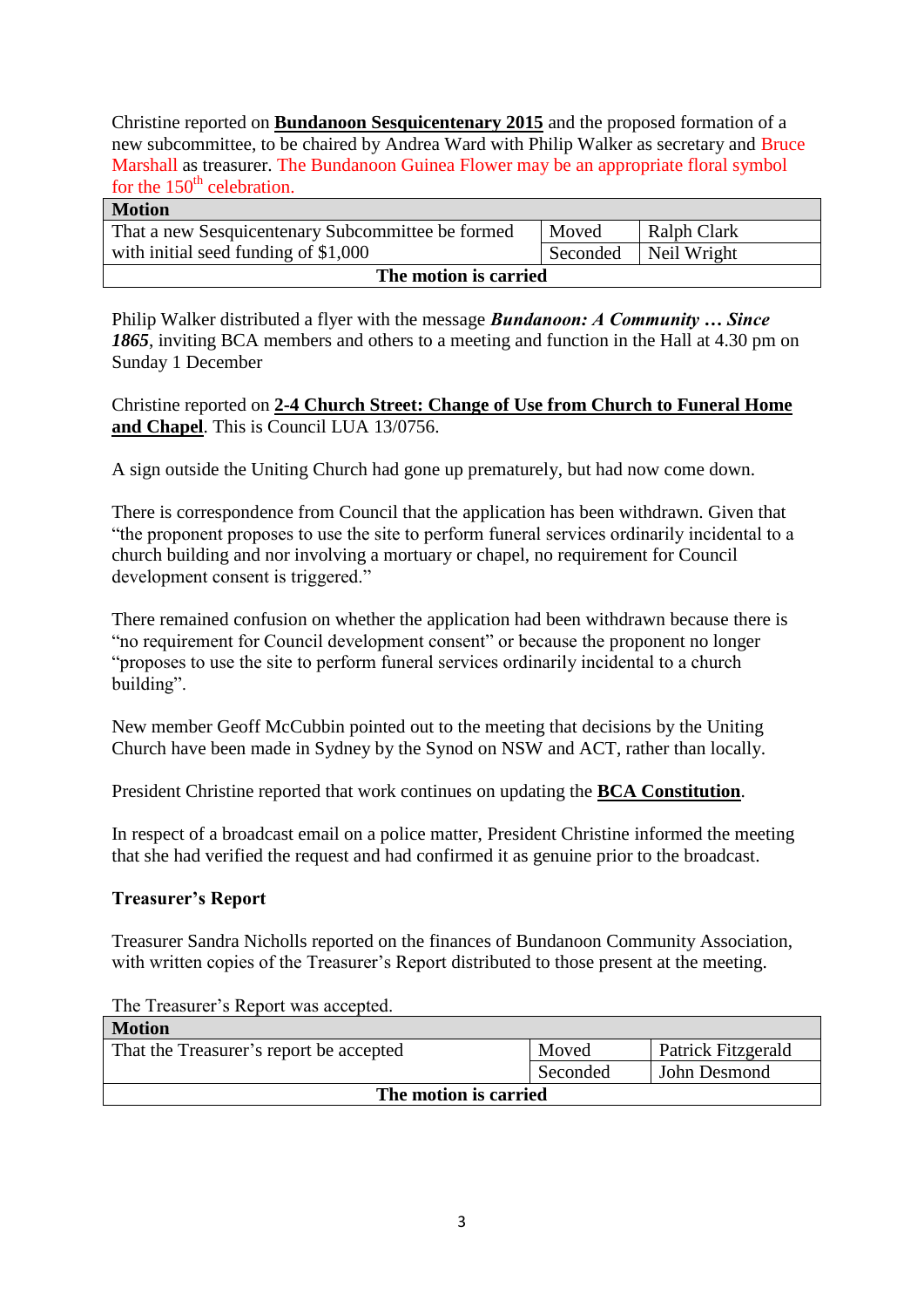Christine reported on **Bundanoon Sesquicentenary 2015** and the proposed formation of a new subcommittee, to be chaired by Andrea Ward with Philip Walker as secretary and Bruce Marshall as treasurer. The Bundanoon Guinea Flower may be an appropriate floral symbol for the 150th celebration.

| Motion | | |
|---|---|---|
| That a new Sesquicentenary Subcommittee be formed with initial seed funding of $1,000 | Moved | Ralph Clark |
| | Seconded | Neil Wright |
| **The motion is carried** | | |

Philip Walker distributed a flyer with the message ***Bundanoon: A Community … Since 1865***, inviting BCA members and others to a meeting and function in the Hall at 4.30 pm on Sunday 1 December

Christine reported on **2-4 Church Street: Change of Use from Church to Funeral Home and Chapel**. This is Council LUA 13/0756.

A sign outside the Uniting Church had gone up prematurely, but had now come down.

There is correspondence from Council that the application has been withdrawn. Given that "the proponent proposes to use the site to perform funeral services ordinarily incidental to a church building and nor involving a mortuary or chapel, no requirement for Council development consent is triggered."

There remained confusion on whether the application had been withdrawn because there is "no requirement for Council development consent" or because the proponent no longer "proposes to use the site to perform funeral services ordinarily incidental to a church building".

New member Geoff McCubbin pointed out to the meeting that decisions by the Uniting Church have been made in Sydney by the Synod on NSW and ACT, rather than locally.

President Christine reported that work continues on updating the **BCA Constitution**.

In respect of a broadcast email on a police matter, President Christine informed the meeting that she had verified the request and had confirmed it as genuine prior to the broadcast.

**Treasurer's Report**

Treasurer Sandra Nicholls reported on the finances of Bundanoon Community Association, with written copies of the Treasurer's Report distributed to those present at the meeting.

The Treasurer's Report was accepted.

| Motion | | |
|---|---|---|
| That the Treasurer's report be accepted | Moved | Patrick Fitzgerald |
| | Seconded | John Desmond |
| **The motion is carried** | | |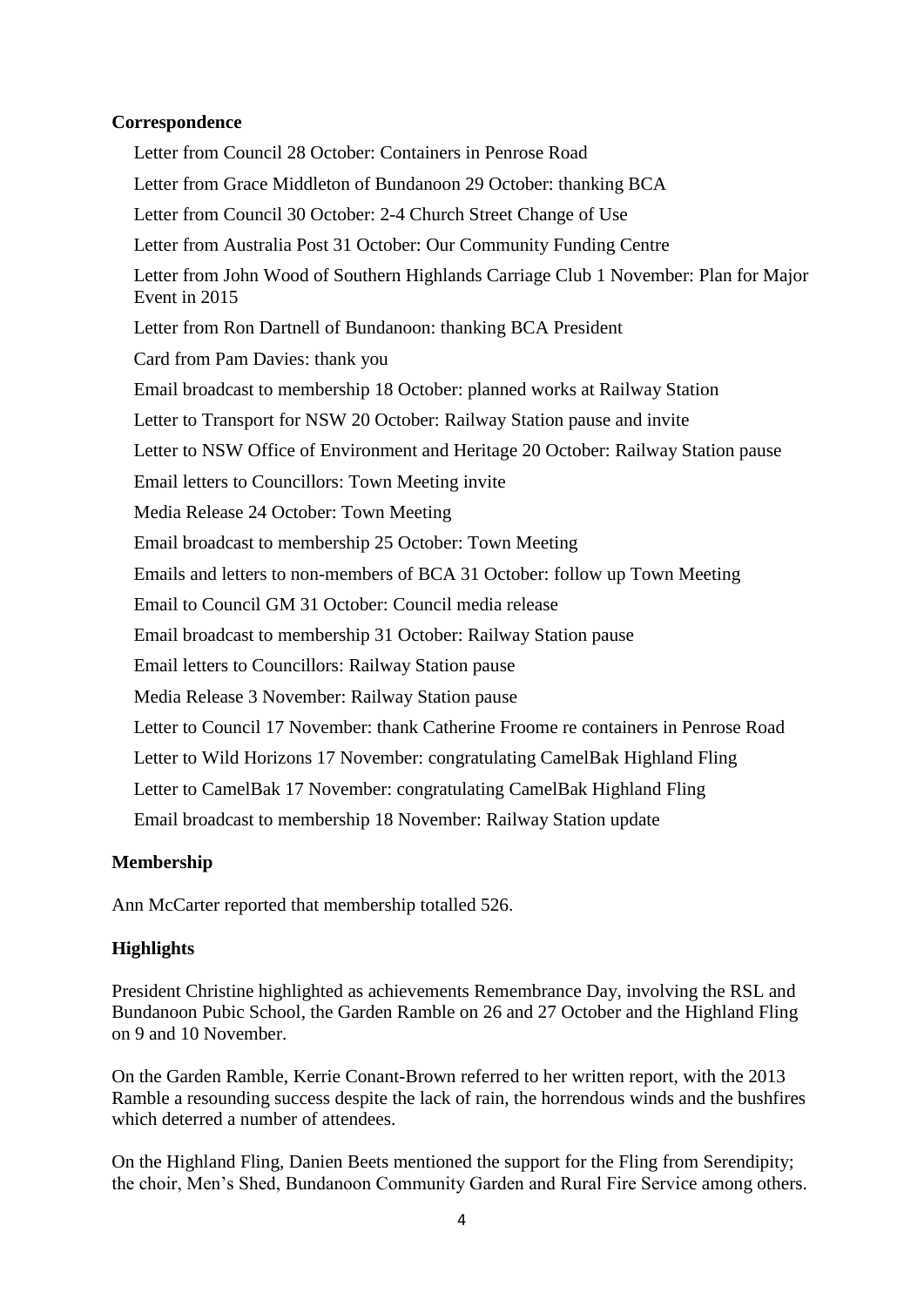**Correspondence**

Letter from Council 28 October: Containers in Penrose Road

Letter from Grace Middleton of Bundanoon 29 October: thanking BCA

Letter from Council 30 October: 2-4 Church Street Change of Use

Letter from Australia Post 31 October: Our Community Funding Centre

Letter from John Wood of Southern Highlands Carriage Club 1 November: Plan for Major Event in 2015

Letter from Ron Dartnell of Bundanoon: thanking BCA President

Card from Pam Davies: thank you

Email broadcast to membership 18 October: planned works at Railway Station

Letter to Transport for NSW 20 October: Railway Station pause and invite

Letter to NSW Office of Environment and Heritage 20 October: Railway Station pause

Email letters to Councillors: Town Meeting invite

Media Release 24 October: Town Meeting

Email broadcast to membership 25 October: Town Meeting

Emails and letters to non-members of BCA 31 October: follow up Town Meeting

Email to Council GM 31 October: Council media release

Email broadcast to membership 31 October: Railway Station pause

Email letters to Councillors: Railway Station pause

Media Release 3 November: Railway Station pause

Letter to Council 17 November: thank Catherine Froome re containers in Penrose Road

Letter to Wild Horizons 17 November: congratulating CamelBak Highland Fling

Letter to CamelBak 17 November: congratulating CamelBak Highland Fling

Email broadcast to membership 18 November: Railway Station update

**Membership**

Ann McCarter reported that membership totalled 526.

**Highlights**

President Christine highlighted as achievements Remembrance Day, involving the RSL and Bundanoon Pubic School, the Garden Ramble on 26 and 27 October and the Highland Fling on 9 and 10 November.

On the Garden Ramble, Kerrie Conant-Brown referred to her written report, with the 2013 Ramble a resounding success despite the lack of rain, the horrendous winds and the bushfires which deterred a number of attendees.

On the Highland Fling, Danien Beets mentioned the support for the Fling from Serendipity; the choir, Men's Shed, Bundanoon Community Garden and Rural Fire Service among others.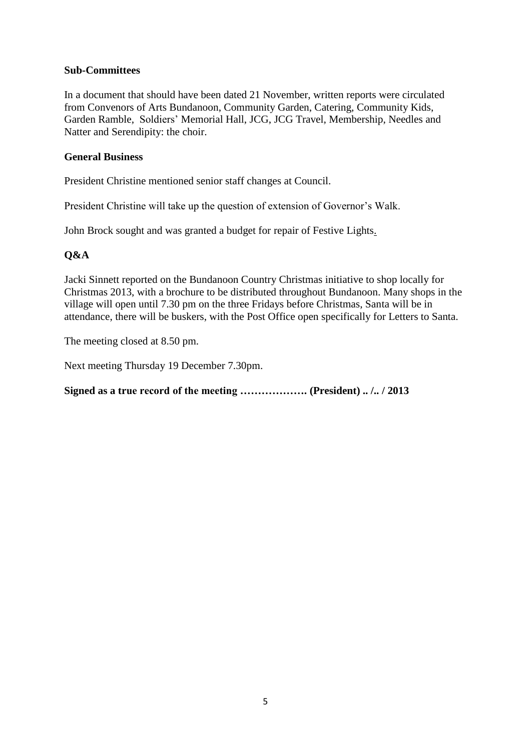**Sub-Committees**

In a document that should have been dated 21 November, written reports were circulated from Convenors of Arts Bundanoon, Community Garden, Catering, Community Kids, Garden Ramble, Soldiers' Memorial Hall, JCG, JCG Travel, Membership, Needles and Natter and Serendipity: the choir.

**General Business**

President Christine mentioned senior staff changes at Council.

President Christine will take up the question of extension of Governor's Walk.

John Brock sought and was granted a budget for repair of Festive Lights.

**Q&A**

Jacki Sinnett reported on the Bundanoon Country Christmas initiative to shop locally for Christmas 2013, with a brochure to be distributed throughout Bundanoon. Many shops in the village will open until 7.30 pm on the three Fridays before Christmas, Santa will be in attendance, there will be buskers, with the Post Office open specifically for Letters to Santa.

The meeting closed at 8.50 pm.

Next meeting Thursday 19 December 7.30pm.

**Signed as a true record of the meeting ………………. (President) .. /.. / 2013**